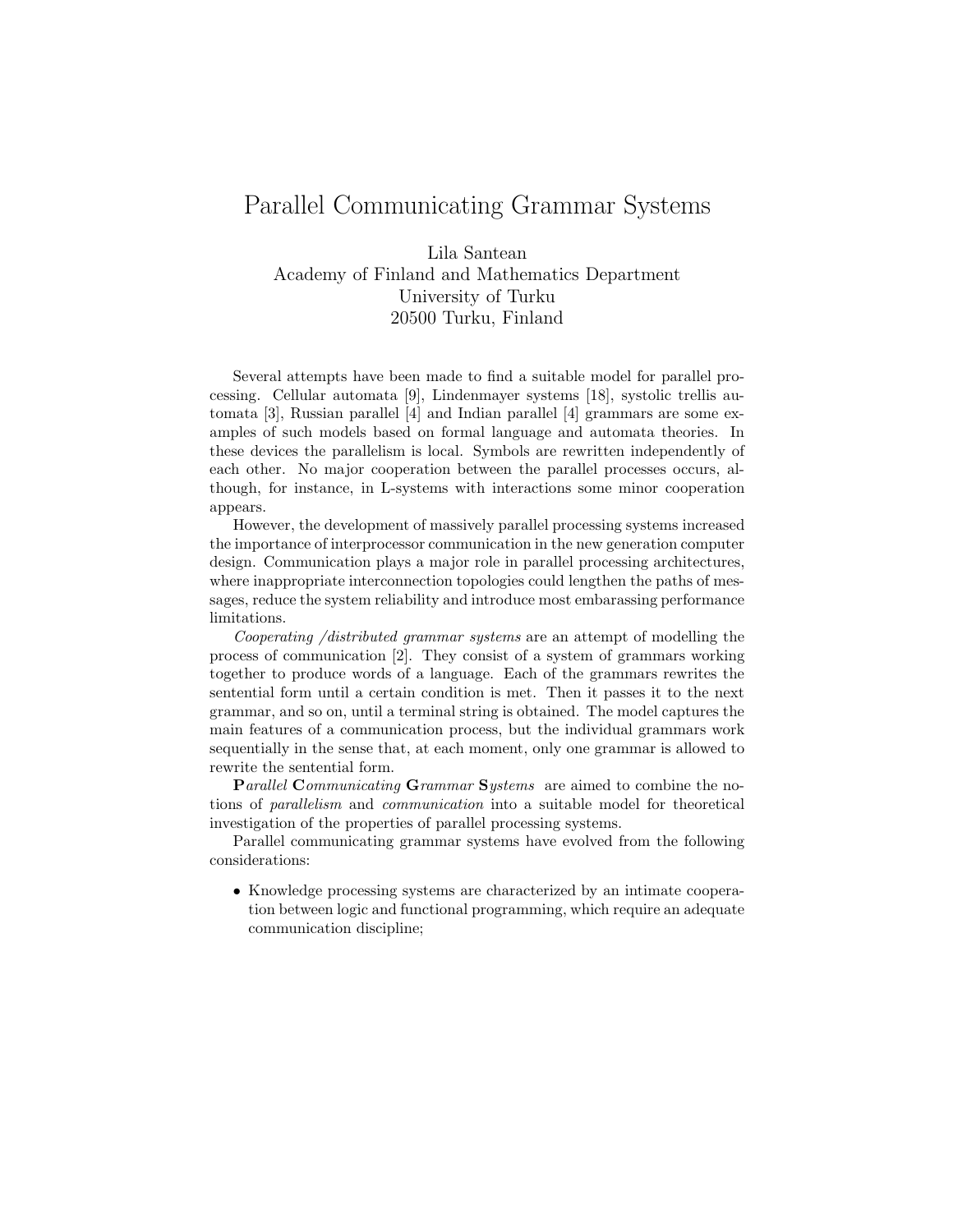# Parallel Communicating Grammar Systems

Lila Santean
Academy of Finland and Mathematics Department
University of Turku
20500 Turku, Finland

Several attempts have been made to find a suitable model for parallel processing. Cellular automata [9], Lindenmayer systems [18], systolic trellis automata [3], Russian parallel [4] and Indian parallel [4] grammars are some examples of such models based on formal language and automata theories. In these devices the parallelism is local. Symbols are rewritten independently of each other. No major cooperation between the parallel processes occurs, although, for instance, in L-systems with interactions some minor cooperation appears.

However, the development of massively parallel processing systems increased the importance of interprocessor communication in the new generation computer design. Communication plays a major role in parallel processing architectures, where inappropriate interconnection topologies could lengthen the paths of messages, reduce the system reliability and introduce most embarassing performance limitations.

*Cooperating /distributed grammar systems* are an attempt of modelling the process of communication [2]. They consist of a system of grammars working together to produce words of a language. Each of the grammars rewrites the sentential form until a certain condition is met. Then it passes it to the next grammar, and so on, until a terminal string is obtained. The model captures the main features of a communication process, but the individual grammars work sequentially in the sense that, at each moment, only one grammar is allowed to rewrite the sentential form.

**P***arallel* **C***ommunicating* **G***rammar* **S***ystems* are aimed to combine the notions of *parallelism* and *communication* into a suitable model for theoretical investigation of the properties of parallel processing systems.

Parallel communicating grammar systems have evolved from the following considerations:

- Knowledge processing systems are characterized by an intimate cooperation between logic and functional programming, which require an adequate communication discipline;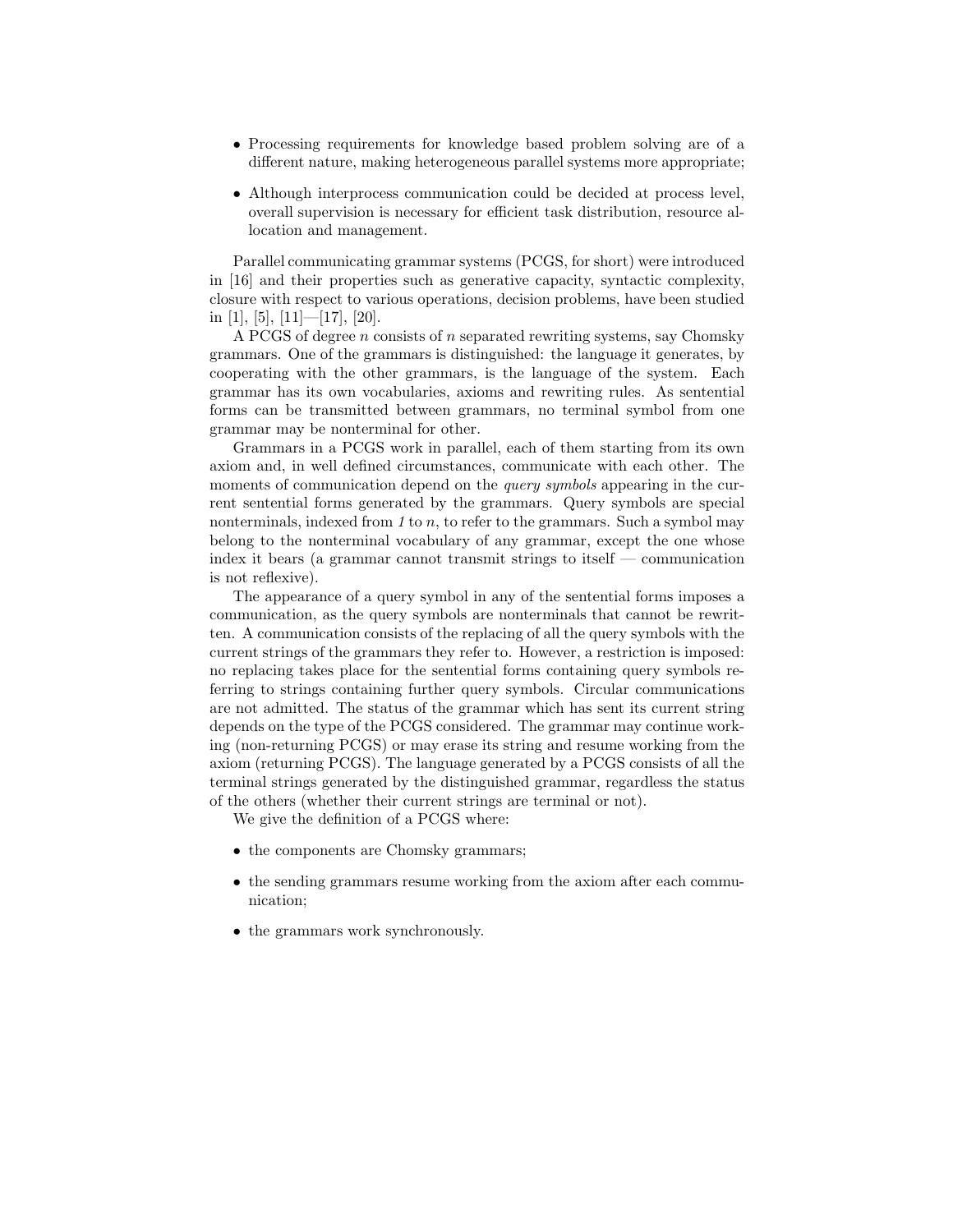- Processing requirements for knowledge based problem solving are of a different nature, making heterogeneous parallel systems more appropriate;
- Although interprocess communication could be decided at process level, overall supervision is necessary for efficient task distribution, resource allocation and management.

Parallel communicating grammar systems (PCGS, for short) were introduced in [16] and their properties such as generative capacity, syntactic complexity, closure with respect to various operations, decision problems, have been studied in [1], [5], [11]—[17], [20].

A PCGS of degree $n$ consists of $n$ separated rewriting systems, say Chomsky grammars. One of the grammars is distinguished: the language it generates, by cooperating with the other grammars, is the language of the system. Each grammar has its own vocabularies, axioms and rewriting rules. As sentential forms can be transmitted between grammars, no terminal symbol from one grammar may be nonterminal for other.

Grammars in a PCGS work in parallel, each of them starting from its own axiom and, in well defined circumstances, communicate with each other. The moments of communication depend on the *query symbols* appearing in the current sentential forms generated by the grammars. Query symbols are special nonterminals, indexed from *1* to $n$, to refer to the grammars. Such a symbol may belong to the nonterminal vocabulary of any grammar, except the one whose index it bears (a grammar cannot transmit strings to itself — communication is not reflexive).

The appearance of a query symbol in any of the sentential forms imposes a communication, as the query symbols are nonterminals that cannot be rewritten. A communication consists of the replacing of all the query symbols with the current strings of the grammars they refer to. However, a restriction is imposed: no replacing takes place for the sentential forms containing query symbols referring to strings containing further query symbols. Circular communications are not admitted. The status of the grammar which has sent its current string depends on the type of the PCGS considered. The grammar may continue working (non-returning PCGS) or may erase its string and resume working from the axiom (returning PCGS). The language generated by a PCGS consists of all the terminal strings generated by the distinguished grammar, regardless the status of the others (whether their current strings are terminal or not).

We give the definition of a PCGS where:

- the components are Chomsky grammars;
- the sending grammars resume working from the axiom after each communication;
- the grammars work synchronously.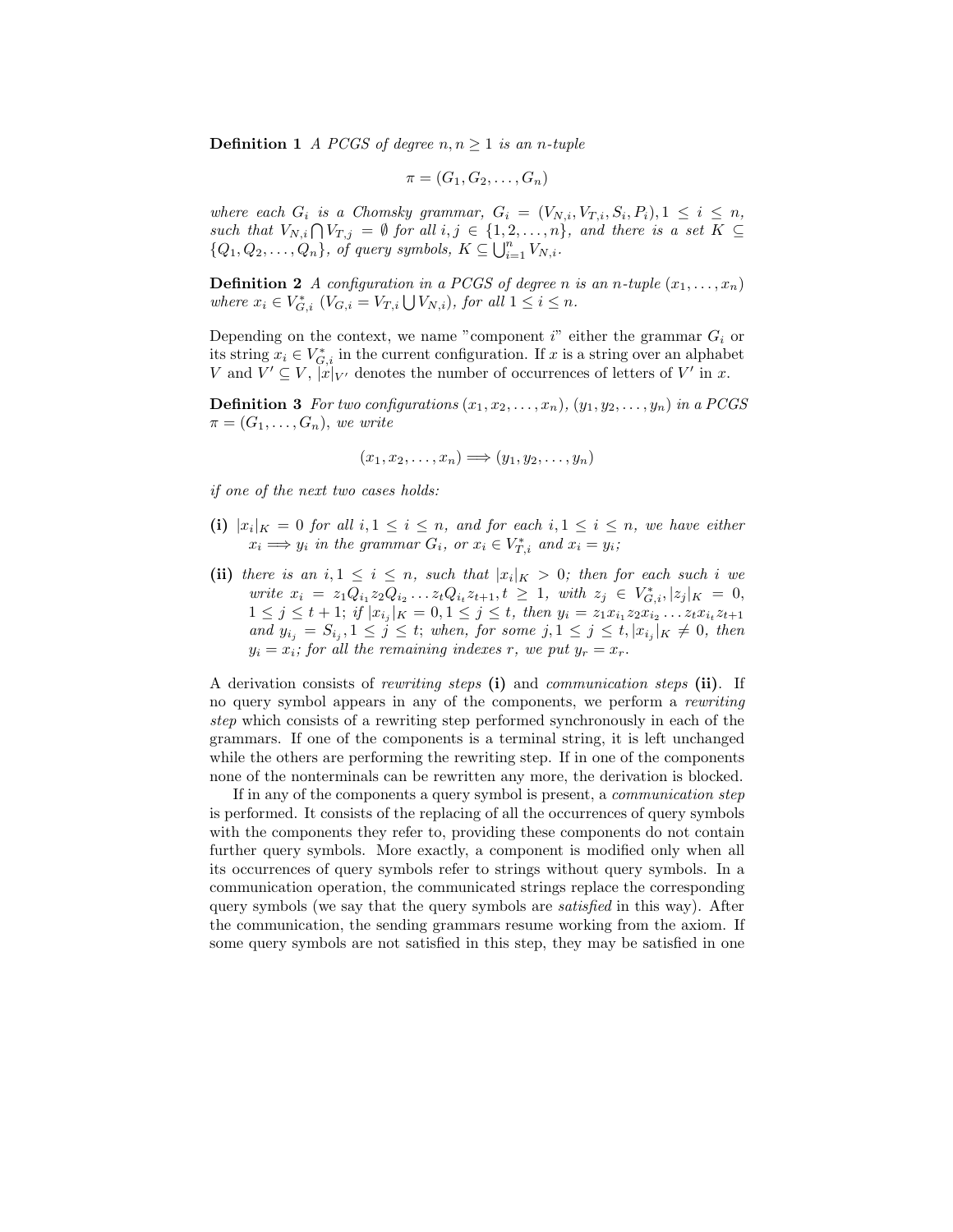**Definition 1** *A PCGS of degree $n, n \geq 1$ is an $n$-tuple*

$$\pi = (G_1, G_2, \ldots, G_n)$$

*where each $G_i$ is a Chomsky grammar, $G_i = (V_{N,i}, V_{T,i}, S_i, P_i), 1 \leq i \leq n$, such that $V_{N,i} \bigcap V_{T,j} = \emptyset$ for all $i, j \in \{1, 2, \ldots, n\}$, and there is a set $K \subseteq \{Q_1, Q_2, \ldots, Q_n\}$, of query symbols, $K \subseteq \bigcup_{i=1}^{n} V_{N,i}$.*

**Definition 2** *A configuration in a PCGS of degree $n$ is an $n$-tuple $(x_1, \ldots, x_n)$ where $x_i \in V_{G,i}^*$ ($V_{G,i} = V_{T,i} \bigcup V_{N,i}$), for all $1 \leq i \leq n$.*

Depending on the context, we name "component $i$" either the grammar $G_i$ or its string $x_i \in V_{G,i}^*$ in the current configuration. If $x$ is a string over an alphabet $V$ and $V' \subseteq V$, $|x|_{V'}$ denotes the number of occurrences of letters of $V'$ in $x$.

**Definition 3** *For two configurations $(x_1, x_2, \ldots, x_n)$, $(y_1, y_2, \ldots, y_n)$ in a PCGS $\pi = (G_1, \ldots, G_n)$, we write*

$$(x_1, x_2, \ldots, x_n) \Longrightarrow (y_1, y_2, \ldots, y_n)$$

*if one of the next two cases holds:*

- **(i)** *$|x_i|_K = 0$ for all $i, 1 \leq i \leq n$, and for each $i, 1 \leq i \leq n$, we have either $x_i \Longrightarrow y_i$ in the grammar $G_i$, or $x_i \in V_{T,i}^*$ and $x_i = y_i$;*
- **(ii)** *there is an $i, 1 \leq i \leq n$, such that $|x_i|_K > 0$; then for each such $i$ we write $x_i = z_1 Q_{i_1} z_2 Q_{i_2} \ldots z_t Q_{i_t} z_{t+1}, t \geq 1$, with $z_j \in V_{G,i}^*, |z_j|_K = 0$, $1 \leq j \leq t+1$; if $|x_{i_j}|_K = 0, 1 \leq j \leq t$, then $y_i = z_1 x_{i_1} z_2 x_{i_2} \ldots z_t x_{i_t} z_{t+1}$ and $y_{i_j} = S_{i_j}, 1 \leq j \leq t$; when, for some $j, 1 \leq j \leq t, |x_{i_j}|_K \neq 0$, then $y_i = x_i$; for all the remaining indexes $r$, we put $y_r = x_r$.*

A derivation consists of *rewriting steps* **(i)** and *communication steps* **(ii)**. If no query symbol appears in any of the components, we perform a *rewriting step* which consists of a rewriting step performed synchronously in each of the grammars. If one of the components is a terminal string, it is left unchanged while the others are performing the rewriting step. If in one of the components none of the nonterminals can be rewritten any more, the derivation is blocked.

If in any of the components a query symbol is present, a *communication step* is performed. It consists of the replacing of all the occurrences of query symbols with the components they refer to, providing these components do not contain further query symbols. More exactly, a component is modified only when all its occurrences of query symbols refer to strings without query symbols. In a communication operation, the communicated strings replace the corresponding query symbols (we say that the query symbols are *satisfied* in this way). After the communication, the sending grammars resume working from the axiom. If some query symbols are not satisfied in this step, they may be satisfied in one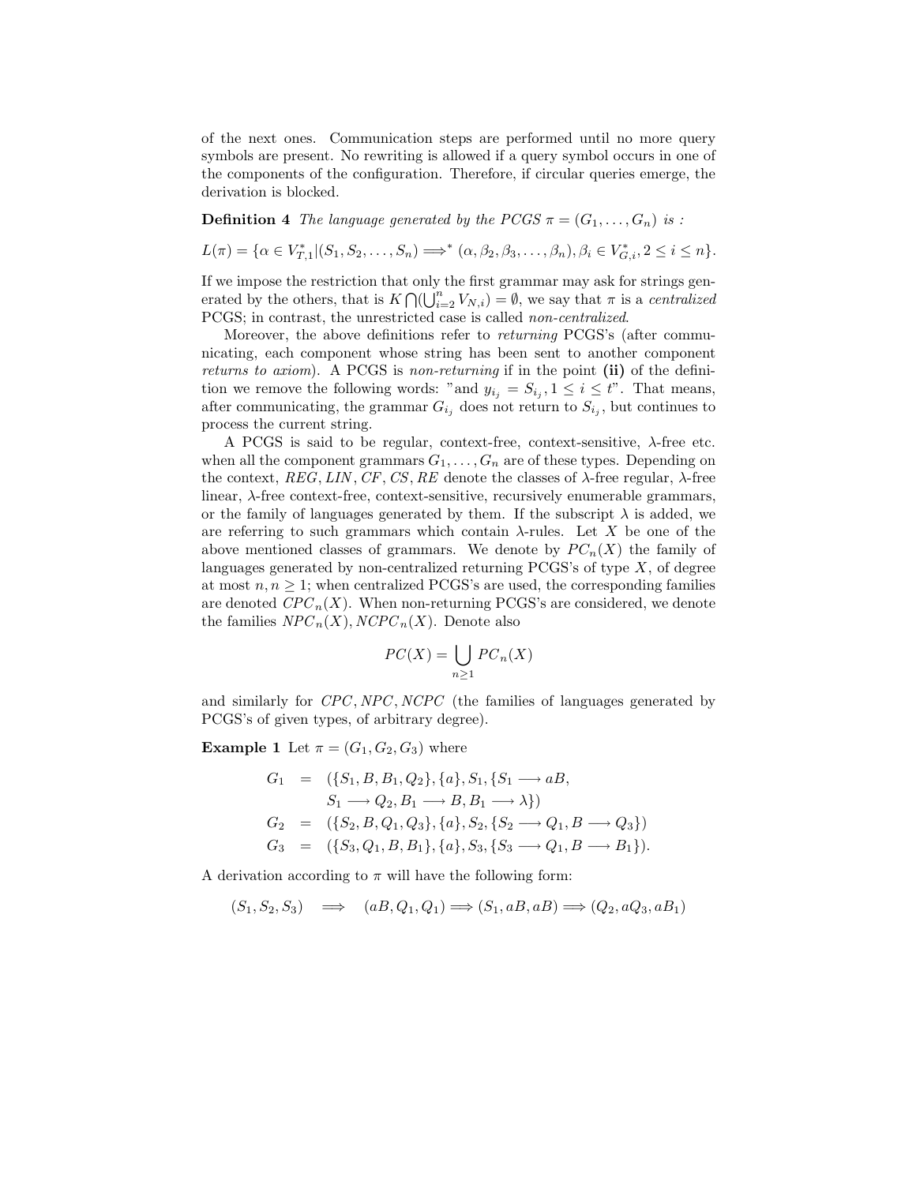of the next ones. Communication steps are performed until no more query symbols are present. No rewriting is allowed if a query symbol occurs in one of the components of the configuration. Therefore, if circular queries emerge, the derivation is blocked.

**Definition 4** *The language generated by the PCGS $\pi = (G_1, \ldots, G_n)$ is :*

$$L(\pi) = \{\alpha \in V_{T,1}^* | (S_1, S_2, \ldots, S_n) \Longrightarrow^* (\alpha, \beta_2, \beta_3, \ldots, \beta_n), \beta_i \in V_{G,i}^*, 2 \leq i \leq n\}.$$

If we impose the restriction that only the first grammar may ask for strings generated by the others, that is $K \bigcap (\bigcup_{i=2}^n V_{N,i}) = \emptyset$, we say that $\pi$ is a *centralized* PCGS; in contrast, the unrestricted case is called *non-centralized*.

Moreover, the above definitions refer to *returning* PCGS's (after communicating, each component whose string has been sent to another component *returns to axiom*). A PCGS is *non-returning* if in the point **(ii)** of the definition we remove the following words: "and $y_{i_j} = S_{i_j}, 1 \leq i \leq t$". That means, after communicating, the grammar $G_{i_j}$ does not return to $S_{i_j}$, but continues to process the current string.

A PCGS is said to be regular, context-free, context-sensitive, $\lambda$-free etc. when all the component grammars $G_1, \ldots, G_n$ are of these types. Depending on the context, $REG, LIN, CF, CS, RE$ denote the classes of $\lambda$-free regular, $\lambda$-free linear, $\lambda$-free context-free, context-sensitive, recursively enumerable grammars, or the family of languages generated by them. If the subscript $\lambda$ is added, we are referring to such grammars which contain $\lambda$-rules. Let $X$ be one of the above mentioned classes of grammars. We denote by $PC_n(X)$ the family of languages generated by non-centralized returning PCGS's of type $X$, of degree at most $n, n \geq 1$; when centralized PCGS's are used, the corresponding families are denoted $CPC_n(X)$. When non-returning PCGS's are considered, we denote the families $NPC_n(X), NCPC_n(X)$. Denote also

$$PC(X) = \bigcup_{n \geq 1} PC_n(X)$$

and similarly for $CPC, NPC, NCPC$ (the families of languages generated by PCGS's of given types, of arbitrary degree).

**Example 1** Let $\pi = (G_1, G_2, G_3)$ where

$$\begin{aligned}
G_1 &= (\{S_1, B, B_1, Q_2\}, \{a\}, S_1, \{S_1 \longrightarrow aB, \\
&\quad\ S_1 \longrightarrow Q_2, B_1 \longrightarrow B, B_1 \longrightarrow \lambda\}) \\
G_2 &= (\{S_2, B, Q_1, Q_3\}, \{a\}, S_2, \{S_2 \longrightarrow Q_1, B \longrightarrow Q_3\}) \\
G_3 &= (\{S_3, Q_1, B, B_1\}, \{a\}, S_3, \{S_3 \longrightarrow Q_1, B \longrightarrow B_1\}).
\end{aligned}$$

A derivation according to $\pi$ will have the following form:

$$(S_1, S_2, S_3) \quad \Longrightarrow \quad (aB, Q_1, Q_1) \Longrightarrow (S_1, aB, aB) \Longrightarrow (Q_2, aQ_3, aB_1)$$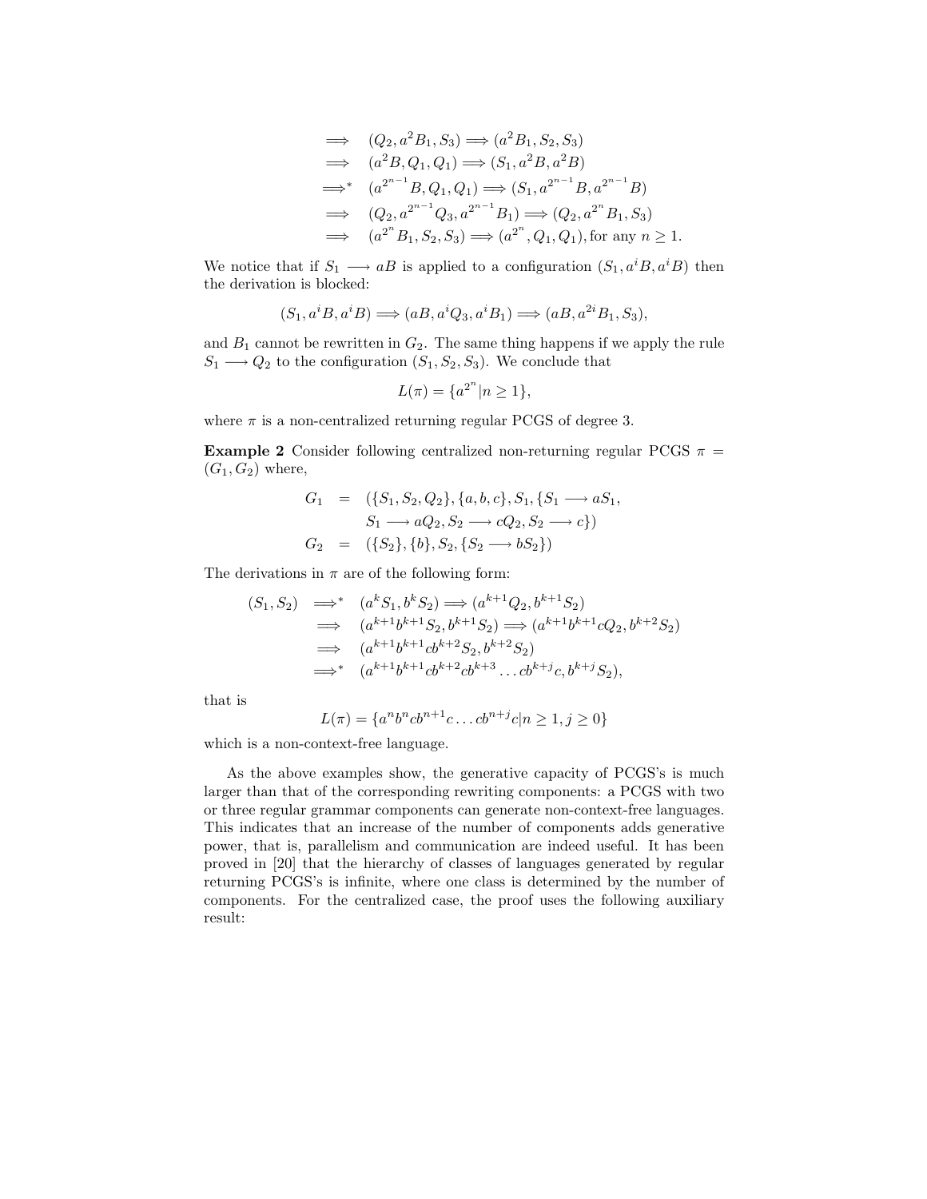$$
\begin{aligned}
&\Longrightarrow \quad (Q_2, a^2B_1, S_3) \Longrightarrow (a^2B_1, S_2, S_3) \\
&\Longrightarrow \quad (a^2B, Q_1, Q_1) \Longrightarrow (S_1, a^2B, a^2B) \\
&\Longrightarrow^* \quad (a^{2^{n-1}}B, Q_1, Q_1) \Longrightarrow (S_1, a^{2^{n-1}}B, a^{2^{n-1}}B) \\
&\Longrightarrow \quad (Q_2, a^{2^{n-1}}Q_3, a^{2^{n-1}}B_1) \Longrightarrow (Q_2, a^{2^n}B_1, S_3) \\
&\Longrightarrow \quad (a^{2^n}B_1, S_2, S_3) \Longrightarrow (a^{2^n}, Q_1, Q_1), \text{for any } n \geq 1.
\end{aligned}
$$

We notice that if $S_1 \longrightarrow aB$ is applied to a configuration $(S_1, a^iB, a^iB)$ then the derivation is blocked:

$$
(S_1, a^iB, a^iB) \Longrightarrow (aB, a^iQ_3, a^iB_1) \Longrightarrow (aB, a^{2i}B_1, S_3),
$$

and $B_1$ cannot be rewritten in $G_2$. The same thing happens if we apply the rule $S_1 \longrightarrow Q_2$ to the configuration $(S_1, S_2, S_3)$. We conclude that

$$
L(\pi) = \{a^{2^n} | n \geq 1\},
$$

where $\pi$ is a non-centralized returning regular PCGS of degree 3.

**Example 2** Consider following centralized non-returning regular PCGS $\pi = (G_1, G_2)$ where,

$$
\begin{aligned}
G_1 &= (\{S_1, S_2, Q_2\}, \{a, b, c\}, S_1, \{S_1 \longrightarrow aS_1, \\
&\qquad S_1 \longrightarrow aQ_2, S_2 \longrightarrow cQ_2, S_2 \longrightarrow c\}) \\
G_2 &= (\{S_2\}, \{b\}, S_2, \{S_2 \longrightarrow bS_2\})
\end{aligned}
$$

The derivations in $\pi$ are of the following form:

$$
\begin{aligned}
(S_1, S_2) &\Longrightarrow^* \quad (a^kS_1, b^kS_2) \Longrightarrow (a^{k+1}Q_2, b^{k+1}S_2) \\
&\Longrightarrow \quad (a^{k+1}b^{k+1}S_2, b^{k+1}S_2) \Longrightarrow (a^{k+1}b^{k+1}cQ_2, b^{k+2}S_2) \\
&\Longrightarrow \quad (a^{k+1}b^{k+1}cb^{k+2}S_2, b^{k+2}S_2) \\
&\Longrightarrow^* \quad (a^{k+1}b^{k+1}cb^{k+2}cb^{k+3} \ldots cb^{k+j}c, b^{k+j}S_2),
\end{aligned}
$$

that is

$$
L(\pi) = \{a^nb^ncb^{n+1}c \ldots cb^{n+j}c | n \geq 1, j \geq 0\}
$$

which is a non-context-free language.

As the above examples show, the generative capacity of PCGS's is much larger than that of the corresponding rewriting components: a PCGS with two or three regular grammar components can generate non-context-free languages. This indicates that an increase of the number of components adds generative power, that is, parallelism and communication are indeed useful. It has been proved in [20] that the hierarchy of classes of languages generated by regular returning PCGS's is infinite, where one class is determined by the number of components. For the centralized case, the proof uses the following auxiliary result: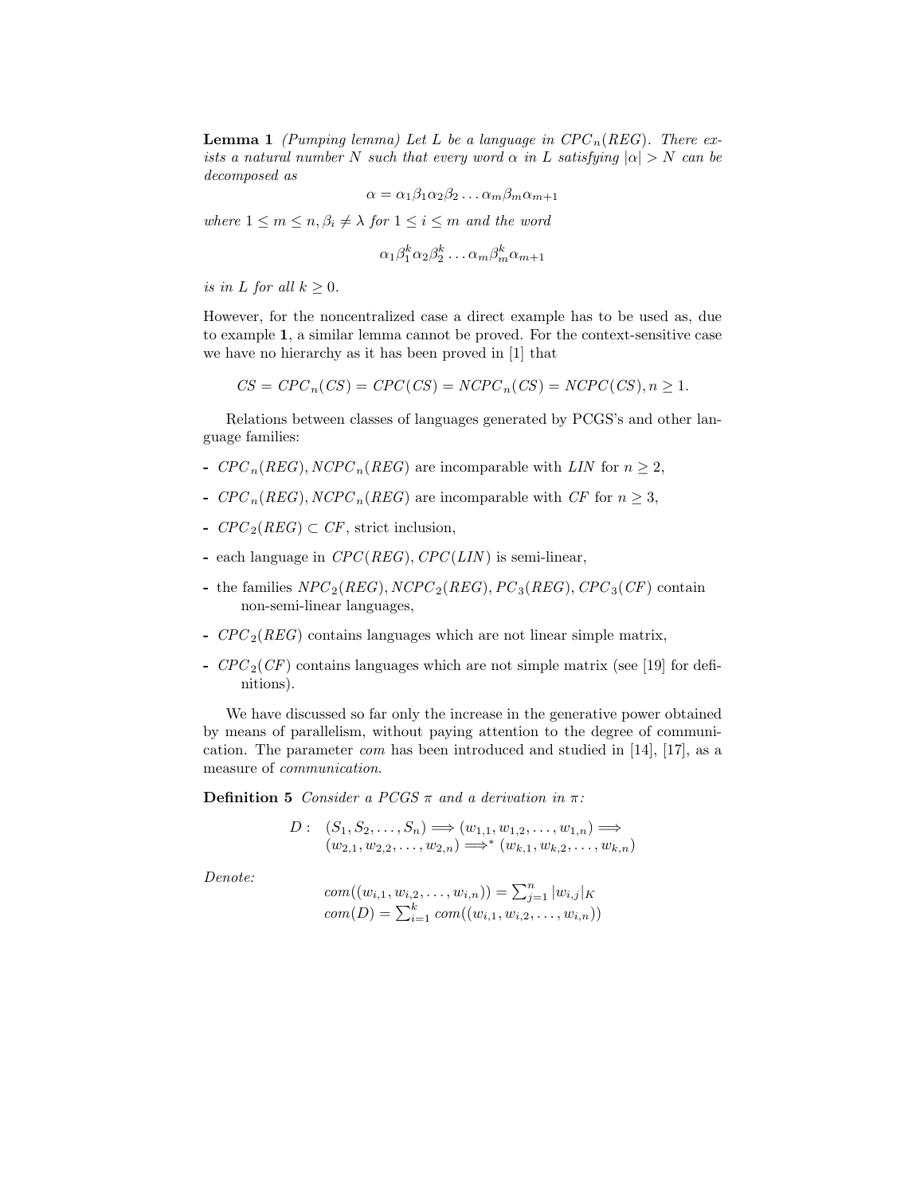**Lemma 1** *(Pumping lemma) Let $L$ be a language in $CPC_n(REG)$. There exists a natural number $N$ such that every word $\alpha$ in $L$ satisfying $|\alpha| > N$ can be decomposed as*

$$\alpha = \alpha_1\beta_1\alpha_2\beta_2\ldots\alpha_m\beta_m\alpha_{m+1}$$

*where $1 \leq m \leq n, \beta_i \neq \lambda$ for $1 \leq i \leq m$ and the word*

$$\alpha_1\beta_1^k\alpha_2\beta_2^k\ldots\alpha_m\beta_m^k\alpha_{m+1}$$

*is in $L$ for all $k \geq 0$.*

However, for the noncentralized case a direct example has to be used as, due to example **1**, a similar lemma cannot be proved. For the context-sensitive case we have no hierarchy as it has been proved in [1] that

$$CS = CPC_n(CS) = CPC(CS) = NCPC_n(CS) = NCPC(CS), n \geq 1.$$

Relations between classes of languages generated by PCGS's and other language families:

- $CPC_n(REG), NCPC_n(REG)$ are incomparable with $LIN$ for $n \geq 2$,
- $CPC_n(REG), NCPC_n(REG)$ are incomparable with $CF$ for $n \geq 3$,
- $CPC_2(REG) \subset CF$, strict inclusion,
- each language in $CPC(REG)$, $CPC(LIN)$ is semi-linear,
- the families $NPC_2(REG), NCPC_2(REG), PC_3(REG), CPC_3(CF)$ contain non-semi-linear languages,
- $CPC_2(REG)$ contains languages which are not linear simple matrix,
- $CPC_2(CF)$ contains languages which are not simple matrix (see [19] for definitions).

We have discussed so far only the increase in the generative power obtained by means of parallelism, without paying attention to the degree of communication. The parameter *com* has been introduced and studied in [14], [17], as a measure of *communication*.

**Definition 5** *Consider a PCGS $\pi$ and a derivation in $\pi$:*

$$\begin{aligned} D: \quad & (S_1, S_2, \ldots, S_n) \Longrightarrow (w_{1,1}, w_{1,2}, \ldots, w_{1,n}) \Longrightarrow \\ & (w_{2,1}, w_{2,2}, \ldots, w_{2,n}) \Longrightarrow^* (w_{k,1}, w_{k,2}, \ldots, w_{k,n}) \end{aligned}$$

*Denote:*

$$\begin{aligned} com((w_{i,1}, w_{i,2}, \ldots, w_{i,n})) &= \textstyle\sum_{j=1}^{n} |w_{i,j}|_K \\ com(D) &= \textstyle\sum_{i=1}^{k} com((w_{i,1}, w_{i,2}, \ldots, w_{i,n})) \end{aligned}$$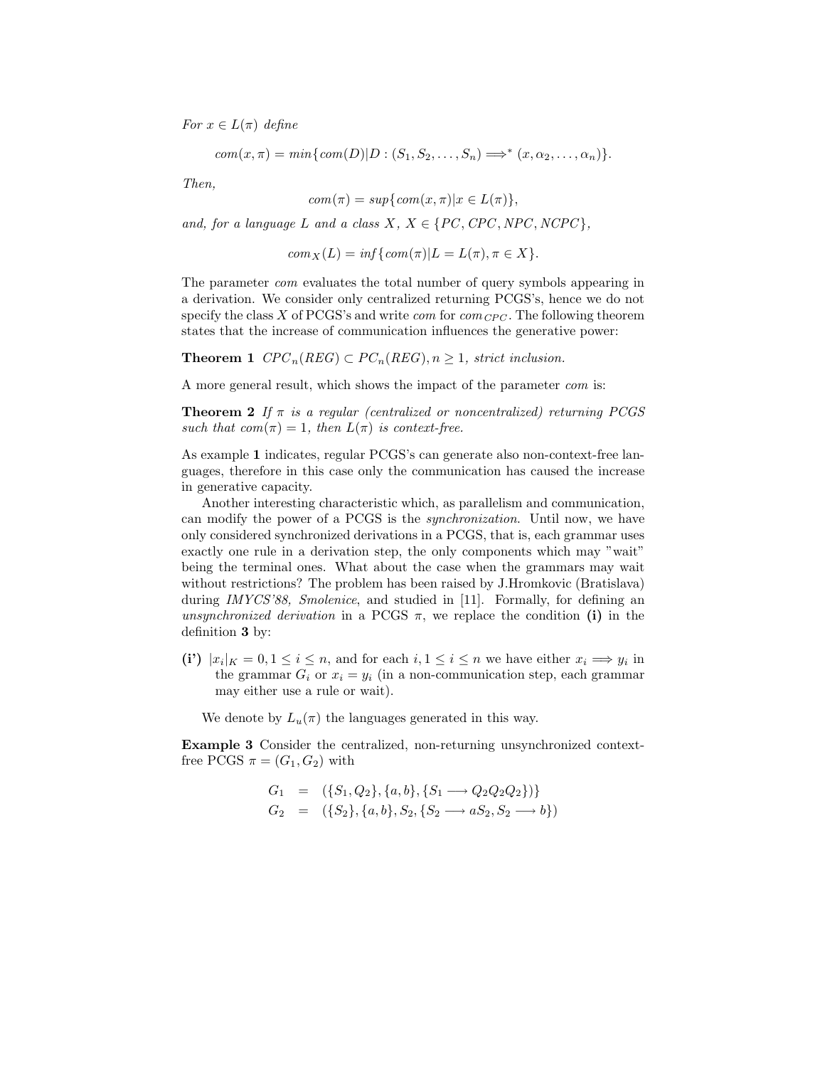*For $x \in L(\pi)$ define*

$$com(x, \pi) = min\{com(D) | D : (S_1, S_2, \ldots, S_n) \Longrightarrow^* (x, \alpha_2, \ldots, \alpha_n)\}.$$

*Then,*

$$com(\pi) = sup\{com(x, \pi) | x \in L(\pi)\},$$

*and, for a language $L$ and a class $X$, $X \in \{PC, CPC, NPC, NCPC\}$,*

$$com_X(L) = inf\{com(\pi) | L = L(\pi), \pi \in X\}.$$

The parameter *com* evaluates the total number of query symbols appearing in a derivation. We consider only centralized returning PCGS's, hence we do not specify the class $X$ of PCGS's and write *com* for $com_{CPC}$. The following theorem states that the increase of communication influences the generative power:

**Theorem 1** *$CPC_n(REG) \subset PC_n(REG), n \geq 1$, strict inclusion.*

A more general result, which shows the impact of the parameter *com* is:

**Theorem 2** *If $\pi$ is a regular (centralized or noncentralized) returning PCGS such that $com(\pi) = 1$, then $L(\pi)$ is context-free.*

As example **1** indicates, regular PCGS's can generate also non-context-free languages, therefore in this case only the communication has caused the increase in generative capacity.

Another interesting characteristic which, as parallelism and communication, can modify the power of a PCGS is the *synchronization*. Until now, we have only considered synchronized derivations in a PCGS, that is, each grammar uses exactly one rule in a derivation step, the only components which may "wait" being the terminal ones. What about the case when the grammars may wait without restrictions? The problem has been raised by J.Hromkovic (Bratislava) during *IMYCS'88, Smolenice*, and studied in [11]. Formally, for defining an *unsynchronized derivation* in a PCGS $\pi$, we replace the condition **(i)** in the definition **3** by:

**(i')** $|x_i|_K = 0, 1 \leq i \leq n$, and for each $i, 1 \leq i \leq n$ we have either $x_i \Longrightarrow y_i$ in the grammar $G_i$ or $x_i = y_i$ (in a non-communication step, each grammar may either use a rule or wait).

We denote by $L_u(\pi)$ the languages generated in this way.

**Example 3** Consider the centralized, non-returning unsynchronized context-free PCGS $\pi = (G_1, G_2)$ with

$$\begin{aligned} G_1 &= (\{S_1, Q_2\}, \{a, b\}, \{S_1 \longrightarrow Q_2Q_2Q_2\})\} \\ G_2 &= (\{S_2\}, \{a, b\}, S_2, \{S_2 \longrightarrow aS_2, S_2 \longrightarrow b\}) \end{aligned}$$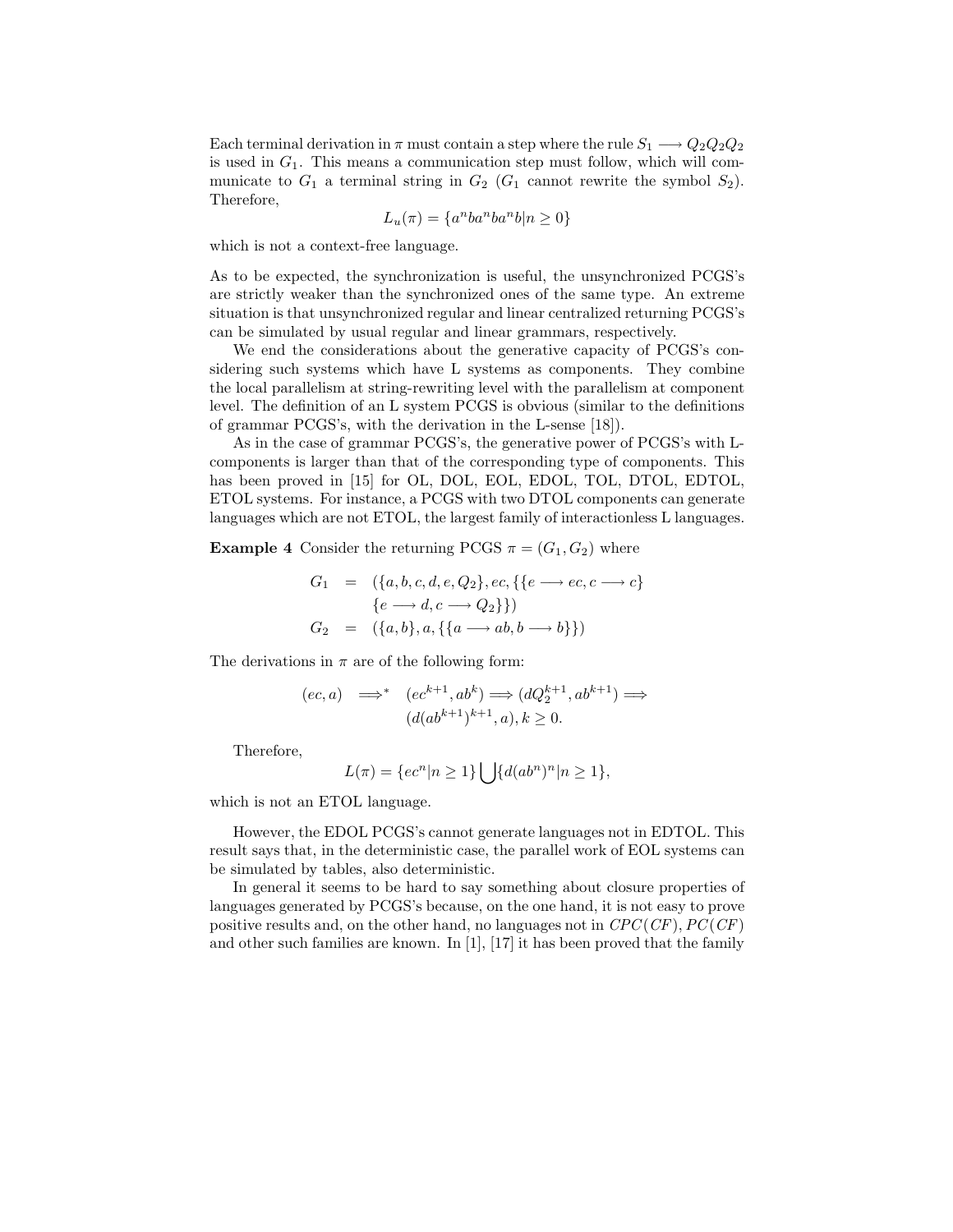Each terminal derivation in $\pi$ must contain a step where the rule $S_1 \longrightarrow Q_2Q_2Q_2$ is used in $G_1$. This means a communication step must follow, which will communicate to $G_1$ a terminal string in $G_2$ ($G_1$ cannot rewrite the symbol $S_2$). Therefore,

$$L_u(\pi) = \{a^n ba^n ba^n b | n \geq 0\}$$

which is not a context-free language.

As to be expected, the synchronization is useful, the unsynchronized PCGS's are strictly weaker than the synchronized ones of the same type. An extreme situation is that unsynchronized regular and linear centralized returning PCGS's can be simulated by usual regular and linear grammars, respectively.

We end the considerations about the generative capacity of PCGS's considering such systems which have L systems as components. They combine the local parallelism at string-rewriting level with the parallelism at component level. The definition of an L system PCGS is obvious (similar to the definitions of grammar PCGS's, with the derivation in the L-sense [18]).

As in the case of grammar PCGS's, the generative power of PCGS's with L-components is larger than that of the corresponding type of components. This has been proved in [15] for OL, DOL, EOL, EDOL, TOL, DTOL, EDTOL, ETOL systems. For instance, a PCGS with two DTOL components can generate languages which are not ETOL, the largest family of interactionless L languages.

**Example 4** Consider the returning PCGS $\pi = (G_1, G_2)$ where

$$\begin{aligned} G_1 &= (\{a, b, c, d, e, Q_2\}, ec, \{\{e \longrightarrow ec, c \longrightarrow c\} \\ &\quad \{e \longrightarrow d, c \longrightarrow Q_2\}\}) \\ G_2 &= (\{a, b\}, a, \{\{a \longrightarrow ab, b \longrightarrow b\}\}) \end{aligned}$$

The derivations in $\pi$ are of the following form:

$$\begin{aligned} (ec, a) &\Longrightarrow^* (ec^{k+1}, ab^k) \Longrightarrow (dQ_2^{k+1}, ab^{k+1}) \Longrightarrow \\ &\quad (d(ab^{k+1})^{k+1}, a), k \geq 0. \end{aligned}$$

Therefore,

$$L(\pi) = \{ec^n | n \geq 1\} \bigcup \{d(ab^n)^n | n \geq 1\},$$

which is not an ETOL language.

However, the EDOL PCGS's cannot generate languages not in EDTOL. This result says that, in the deterministic case, the parallel work of EOL systems can be simulated by tables, also deterministic.

In general it seems to be hard to say something about closure properties of languages generated by PCGS's because, on the one hand, it is not easy to prove positive results and, on the other hand, no languages not in $CPC(CF)$, $PC(CF)$ and other such families are known. In [1], [17] it has been proved that the family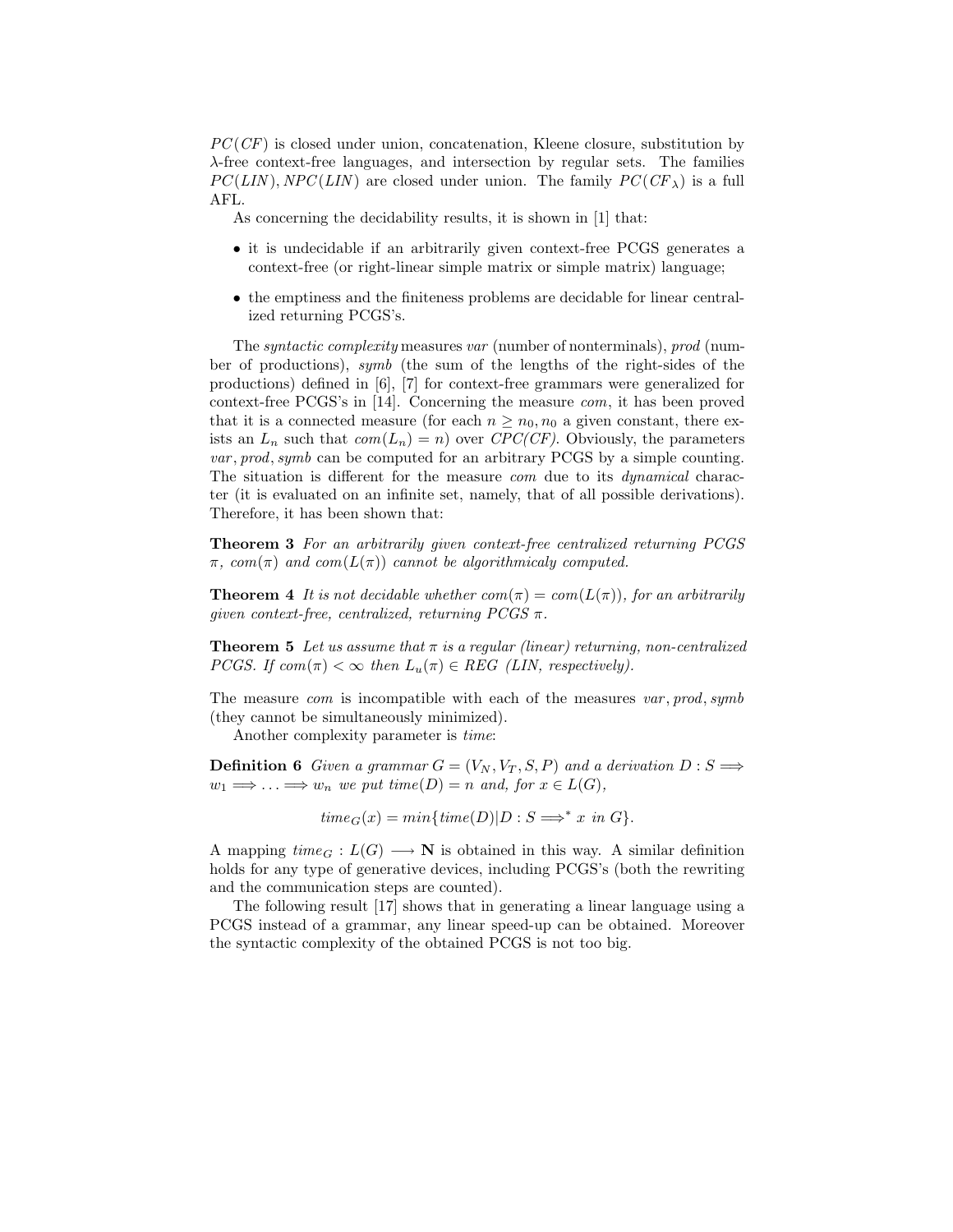$PC(CF)$ is closed under union, concatenation, Kleene closure, substitution by $\lambda$-free context-free languages, and intersection by regular sets. The families $PC(LIN), NPC(LIN)$ are closed under union. The family $PC(CF_\lambda)$ is a full AFL.

As concerning the decidability results, it is shown in [1] that:

- it is undecidable if an arbitrarily given context-free PCGS generates a context-free (or right-linear simple matrix or simple matrix) language;
- the emptiness and the finiteness problems are decidable for linear centralized returning PCGS's.

The *syntactic complexity* measures *var* (number of nonterminals), *prod* (number of productions), *symb* (the sum of the lengths of the right-sides of the productions) defined in [6], [7] for context-free grammars were generalized for context-free PCGS's in [14]. Concerning the measure *com*, it has been proved that it is a connected measure (for each $n \geq n_0, n_0$ a given constant, there exists an $L_n$ such that $com(L_n) = n$) over *CPC(CF)*. Obviously, the parameters *var*, *prod*, *symb* can be computed for an arbitrary PCGS by a simple counting. The situation is different for the measure *com* due to its *dynamical* character (it is evaluated on an infinite set, namely, that of all possible derivations). Therefore, it has been shown that:

**Theorem 3** *For an arbitrarily given context-free centralized returning PCGS $\pi$, $com(\pi)$ and $com(L(\pi))$ cannot be algorithmicaly computed.*

**Theorem 4** *It is not decidable whether $com(\pi) = com(L(\pi))$, for an arbitrarily given context-free, centralized, returning PCGS $\pi$.*

**Theorem 5** *Let us assume that $\pi$ is a regular (linear) returning, non-centralized PCGS. If $com(\pi) < \infty$ then $L_u(\pi) \in REG$ (LIN, respectively).*

The measure *com* is incompatible with each of the measures *var*, *prod*, *symb* (they cannot be simultaneously minimized).

Another complexity parameter is *time*:

**Definition 6** *Given a grammar $G = (V_N, V_T, S, P)$ and a derivation $D : S \Longrightarrow w_1 \Longrightarrow \ldots \Longrightarrow w_n$ we put $time(D) = n$ and, for $x \in L(G)$,*

$$time_G(x) = min\{time(D) | D : S \Longrightarrow^* x \text{ in } G\}.$$

A mapping $time_G : L(G) \longrightarrow \mathbf{N}$ is obtained in this way. A similar definition holds for any type of generative devices, including PCGS's (both the rewriting and the communication steps are counted).

The following result [17] shows that in generating a linear language using a PCGS instead of a grammar, any linear speed-up can be obtained. Moreover the syntactic complexity of the obtained PCGS is not too big.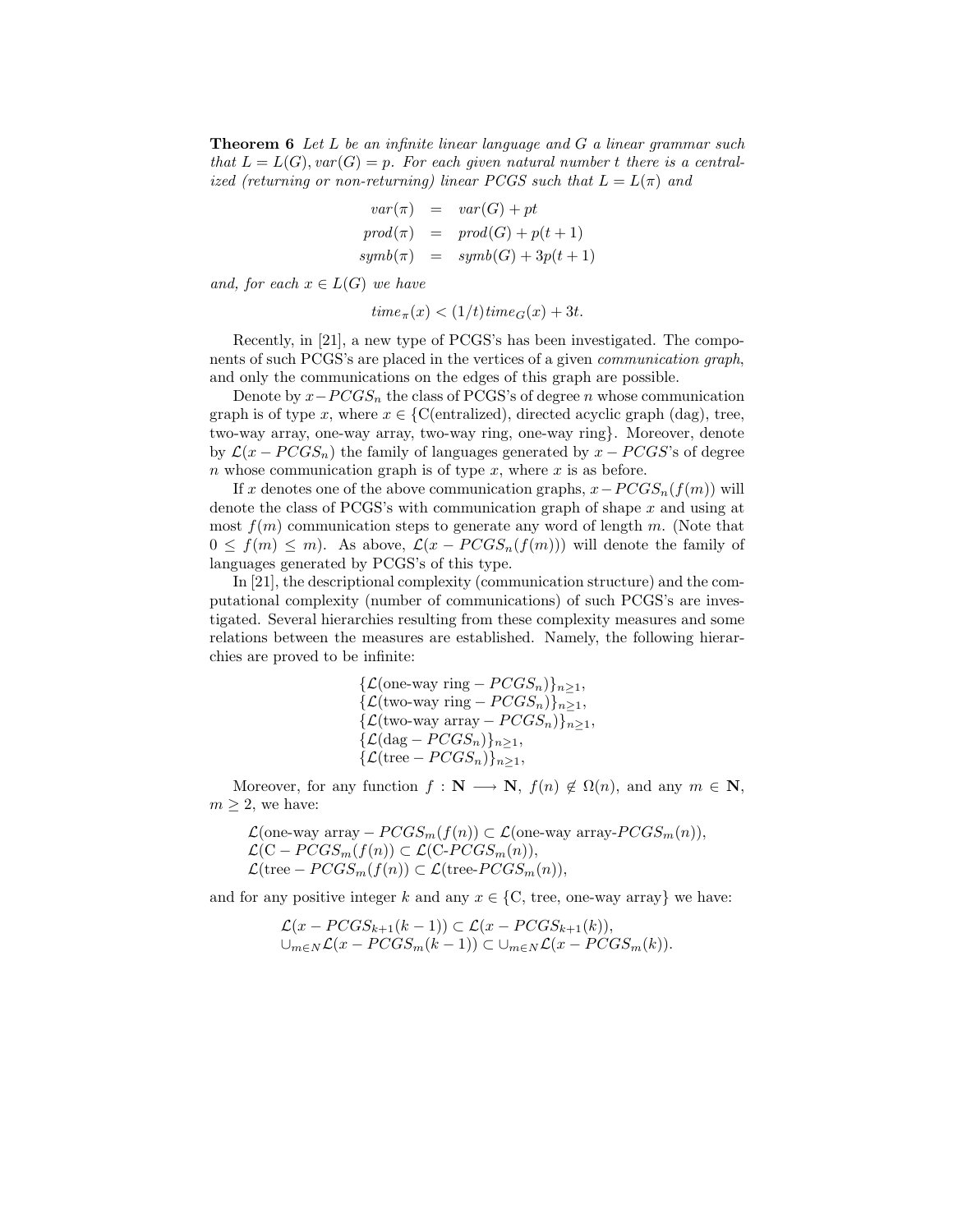**Theorem 6** *Let $L$ be an infinite linear language and $G$ a linear grammar such that $L = L(G), var(G) = p$. For each given natural number $t$ there is a centralized (returning or non-returning) linear PCGS such that $L = L(\pi)$ and*

$$
\begin{aligned}
var(\pi) &= var(G) + pt \\
prod(\pi) &= prod(G) + p(t+1) \\
symb(\pi) &= symb(G) + 3p(t+1)
\end{aligned}
$$

*and, for each $x \in L(G)$ we have*

$$time_\pi(x) < (1/t) time_G(x) + 3t.$$

Recently, in [21], a new type of PCGS's has been investigated. The components of such PCGS's are placed in the vertices of a given *communication graph*, and only the communications on the edges of this graph are possible.

Denote by $x-PCGS_n$ the class of PCGS's of degree $n$ whose communication graph is of type $x$, where $x \in \{$C(entralized), directed acyclic graph (dag), tree, two-way array, one-way array, two-way ring, one-way ring$\}$. Moreover, denote by $\mathcal{L}(x - PCGS_n)$ the family of languages generated by $x - PCGS$'s of degree $n$ whose communication graph is of type $x$, where $x$ is as before.

If $x$ denotes one of the above communication graphs, $x-PCGS_n(f(m))$ will denote the class of PCGS's with communication graph of shape $x$ and using at most $f(m)$ communication steps to generate any word of length $m$. (Note that $0 \leq f(m) \leq m$). As above, $\mathcal{L}(x - PCGS_n(f(m)))$ will denote the family of languages generated by PCGS's of this type.

In [21], the descriptional complexity (communication structure) and the computational complexity (number of communications) of such PCGS's are investigated. Several hierarchies resulting from these complexity measures and some relations between the measures are established. Namely, the following hierarchies are proved to be infinite:

$$
\begin{aligned}
&\{\mathcal{L}(\text{one-way ring} - PCGS_n)\}_{n\geq 1},\\
&\{\mathcal{L}(\text{two-way ring} - PCGS_n)\}_{n\geq 1},\\
&\{\mathcal{L}(\text{two-way array} - PCGS_n)\}_{n\geq 1},\\
&\{\mathcal{L}(\text{dag} - PCGS_n)\}_{n\geq 1},\\
&\{\mathcal{L}(\text{tree} - PCGS_n)\}_{n\geq 1},
\end{aligned}
$$

Moreover, for any function $f : \mathbf{N} \longrightarrow \mathbf{N}$, $f(n) \notin \Omega(n)$, and any $m \in \mathbf{N}$, $m \geq 2$, we have:

$$
\begin{aligned}
&\mathcal{L}(\text{one-way array} - PCGS_m(f(n)) \subset \mathcal{L}(\text{one-way array-}PCGS_m(n)),\\
&\mathcal{L}(\text{C} - PCGS_m(f(n)) \subset \mathcal{L}(\text{C-}PCGS_m(n)),\\
&\mathcal{L}(\text{tree} - PCGS_m(f(n)) \subset \mathcal{L}(\text{tree-}PCGS_m(n)),
\end{aligned}
$$

and for any positive integer $k$ and any $x \in \{$C, tree, one-way array$\}$ we have:

$$
\begin{aligned}
&\mathcal{L}(x - PCGS_{k+1}(k-1)) \subset \mathcal{L}(x - PCGS_{k+1}(k)),\\
&\cup_{m\in N}\mathcal{L}(x - PCGS_m(k-1)) \subset \cup_{m\in N}\mathcal{L}(x - PCGS_m(k)).
\end{aligned}
$$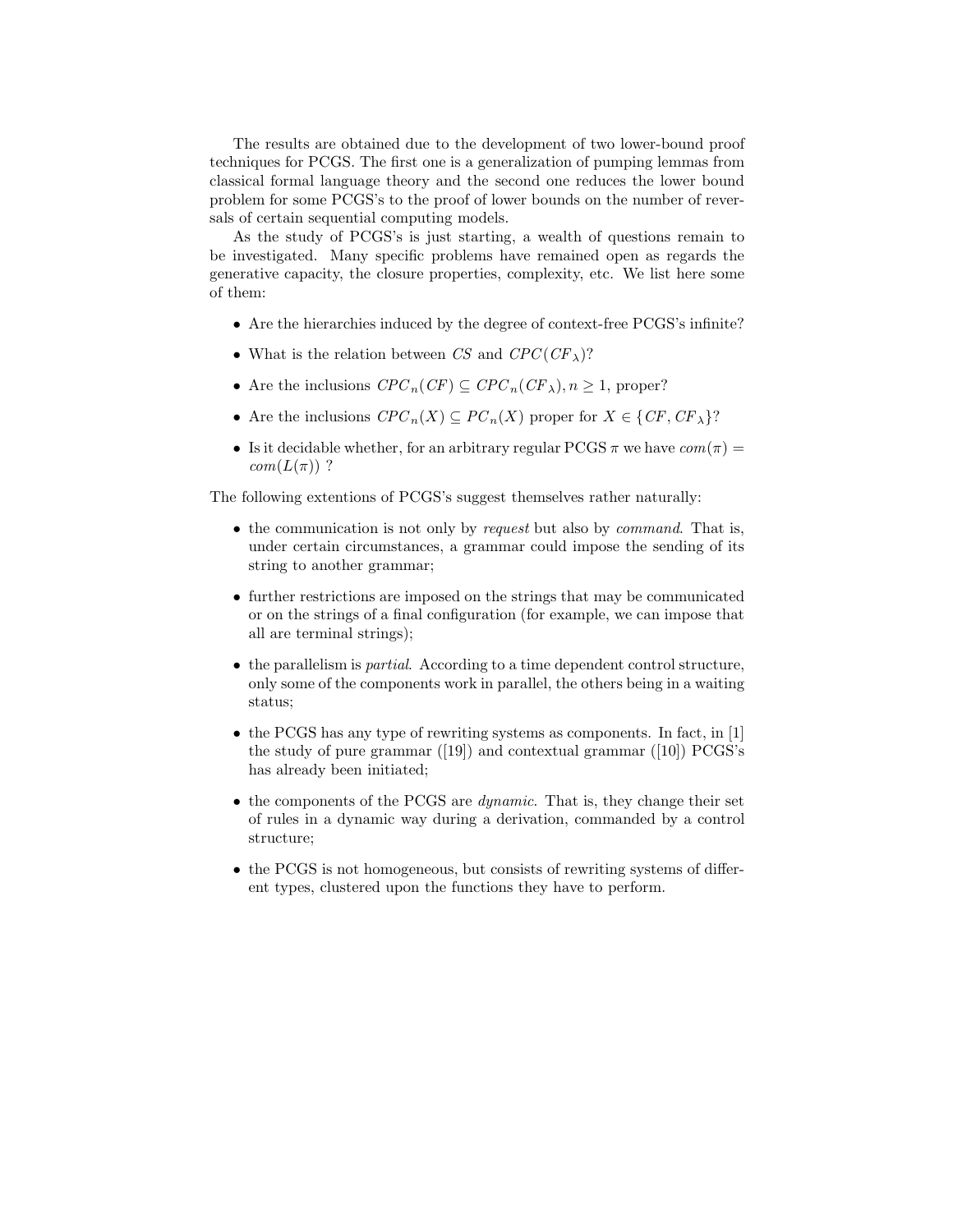The results are obtained due to the development of two lower-bound proof techniques for PCGS. The first one is a generalization of pumping lemmas from classical formal language theory and the second one reduces the lower bound problem for some PCGS's to the proof of lower bounds on the number of reversals of certain sequential computing models.

As the study of PCGS's is just starting, a wealth of questions remain to be investigated. Many specific problems have remained open as regards the generative capacity, the closure properties, complexity, etc. We list here some of them:

- Are the hierarchies induced by the degree of context-free PCGS's infinite?
- What is the relation between $CS$ and $CPC(CF_\lambda)$?
- Are the inclusions $CPC_n(CF) \subseteq CPC_n(CF_\lambda), n \geq 1$, proper?
- Are the inclusions $CPC_n(X) \subseteq PC_n(X)$ proper for $X \in \{CF, CF_\lambda\}$?
- Is it decidable whether, for an arbitrary regular PCGS $\pi$ we have $com(\pi) = com(L(\pi))$ ?

The following extentions of PCGS's suggest themselves rather naturally:

- the communication is not only by *request* but also by *command*. That is, under certain circumstances, a grammar could impose the sending of its string to another grammar;
- further restrictions are imposed on the strings that may be communicated or on the strings of a final configuration (for example, we can impose that all are terminal strings);
- the parallelism is *partial*. According to a time dependent control structure, only some of the components work in parallel, the others being in a waiting status;
- the PCGS has any type of rewriting systems as components. In fact, in [1] the study of pure grammar ([19]) and contextual grammar ([10]) PCGS's has already been initiated;
- the components of the PCGS are *dynamic*. That is, they change their set of rules in a dynamic way during a derivation, commanded by a control structure;
- the PCGS is not homogeneous, but consists of rewriting systems of different types, clustered upon the functions they have to perform.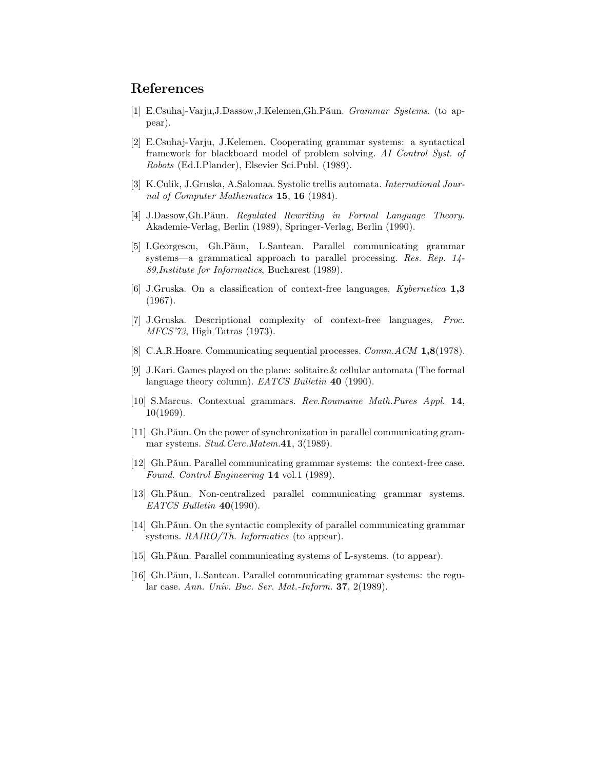## References

[1] E.Csuhaj-Varju,J.Dassow,J.Kelemen,Gh.Păun. *Grammar Systems*. (to appear).

[2] E.Csuhaj-Varju, J.Kelemen. Cooperating grammar systems: a syntactical framework for blackboard model of problem solving. *AI Control Syst. of Robots* (Ed.I.Plander), Elsevier Sci.Publ. (1989).

[3] K.Culik, J.Gruska, A.Salomaa. Systolic trellis automata. *International Journal of Computer Mathematics* **15**, **16** (1984).

[4] J.Dassow,Gh.Păun. *Regulated Rewriting in Formal Language Theory*. Akademie-Verlag, Berlin (1989), Springer-Verlag, Berlin (1990).

[5] I.Georgescu, Gh.Păun, L.Santean. Parallel communicating grammar systems—a grammatical approach to parallel processing. *Res. Rep. 14-89,Institute for Informatics*, Bucharest (1989).

[6] J.Gruska. On a classification of context-free languages, *Kybernetica* **1,3** (1967).

[7] J.Gruska. Descriptional complexity of context-free languages, *Proc. MFCS'73*, High Tatras (1973).

[8] C.A.R.Hoare. Communicating sequential processes. *Comm.ACM* **1,8**(1978).

[9] J.Kari. Games played on the plane: solitaire & cellular automata (The formal language theory column). *EATCS Bulletin* **40** (1990).

[10] S.Marcus. Contextual grammars. *Rev.Roumaine Math.Pures Appl.* **14**, 10(1969).

[11] Gh.Păun. On the power of synchronization in parallel communicating grammar systems. *Stud.Cerc.Matem.***41**, 3(1989).

[12] Gh.Păun. Parallel communicating grammar systems: the context-free case. *Found. Control Engineering* **14** vol.1 (1989).

[13] Gh.Păun. Non-centralized parallel communicating grammar systems. *EATCS Bulletin* **40**(1990).

[14] Gh.Păun. On the syntactic complexity of parallel communicating grammar systems. *RAIRO/Th. Informatics* (to appear).

[15] Gh.Păun. Parallel communicating systems of L-systems. (to appear).

[16] Gh.Păun, L.Santean. Parallel communicating grammar systems: the regular case. *Ann. Univ. Buc. Ser. Mat.-Inform.* **37**, 2(1989).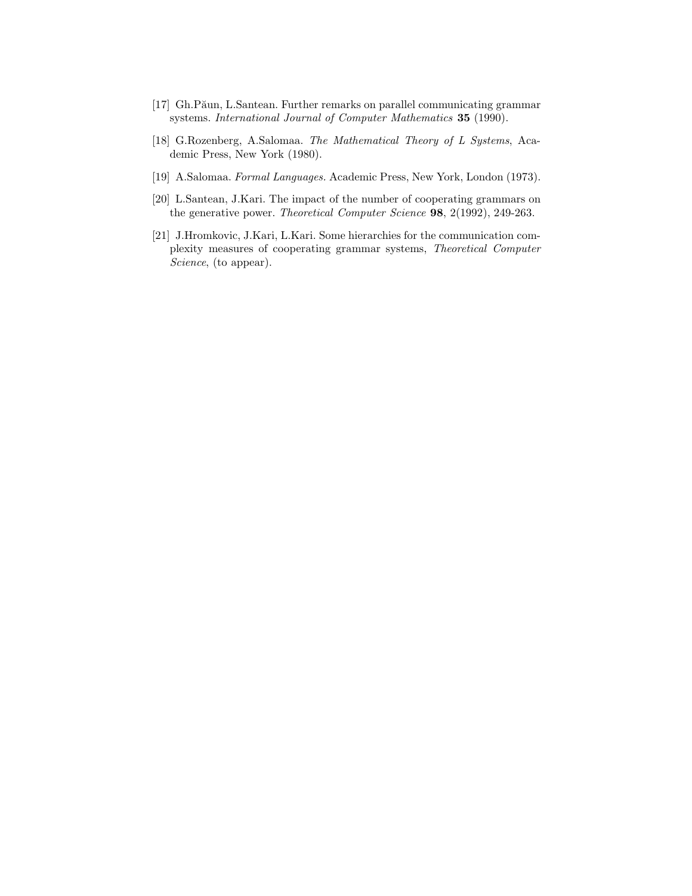[17] Gh.Păun, L.Santean. Further remarks on parallel communicating grammar systems. *International Journal of Computer Mathematics* **35** (1990).

[18] G.Rozenberg, A.Salomaa. *The Mathematical Theory of L Systems*, Academic Press, New York (1980).

[19] A.Salomaa. *Formal Languages.* Academic Press, New York, London (1973).

[20] L.Santean, J.Kari. The impact of the number of cooperating grammars on the generative power. *Theoretical Computer Science* **98**, 2(1992), 249-263.

[21] J.Hromkovic, J.Kari, L.Kari. Some hierarchies for the communication complexity measures of cooperating grammar systems, *Theoretical Computer Science*, (to appear).